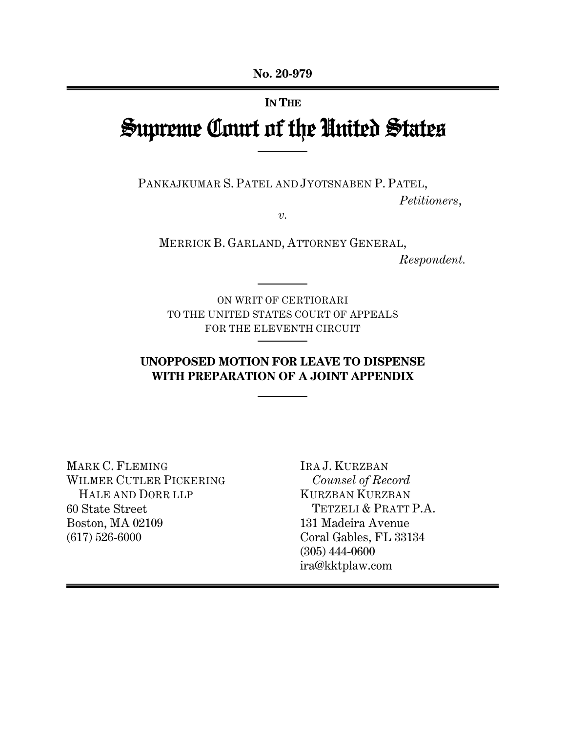No. 20-979

IN THE

# Supreme Court of the United States

PANKAJKUMAR S. PATEL AND JYOTSNABEN P. PATEL,
*Petitioners*,

*v.*

MERRICK B. GARLAND, ATTORNEY GENERAL,
*Respondent.*

ON WRIT OF CERTIORARI
TO THE UNITED STATES COURT OF APPEALS
FOR THE ELEVENTH CIRCUIT

**UNOPPOSED MOTION FOR LEAVE TO DISPENSE WITH PREPARATION OF A JOINT APPENDIX**

MARK C. FLEMING
WILMER CUTLER PICKERING
HALE AND DORR LLP
60 State Street
Boston, MA 02109
(617) 526-6000

IRA J. KURZBAN
*Counsel of Record*
KURZBAN KURZBAN
TETZELI & PRATT P.A.
131 Madeira Avenue
Coral Gables, FL 33134
(305) 444-0600
ira@kktplaw.com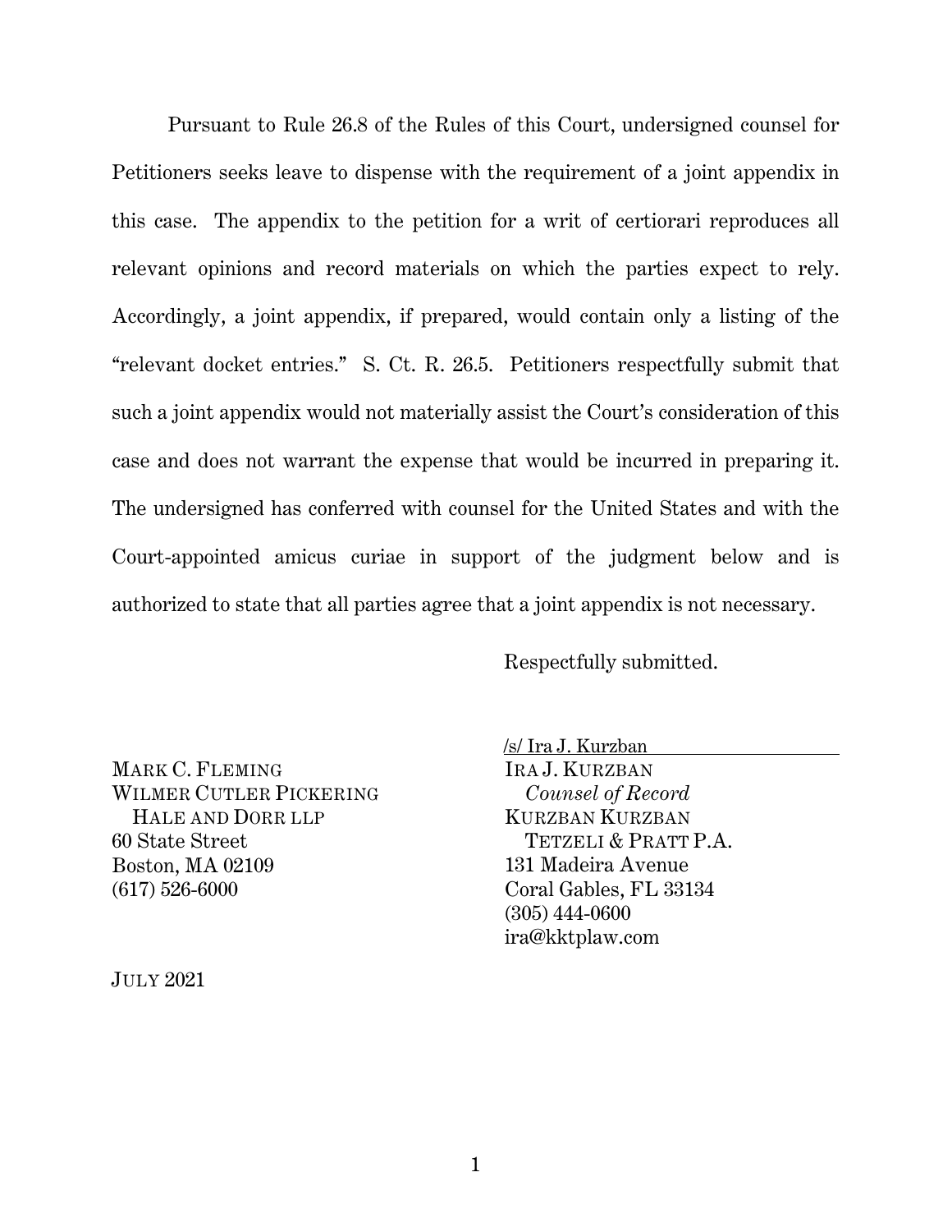Pursuant to Rule 26.8 of the Rules of this Court, undersigned counsel for Petitioners seeks leave to dispense with the requirement of a joint appendix in this case. The appendix to the petition for a writ of certiorari reproduces all relevant opinions and record materials on which the parties expect to rely. Accordingly, a joint appendix, if prepared, would contain only a listing of the "relevant docket entries." S. Ct. R. 26.5. Petitioners respectfully submit that such a joint appendix would not materially assist the Court's consideration of this case and does not warrant the expense that would be incurred in preparing it. The undersigned has conferred with counsel for the United States and with the Court-appointed amicus curiae in support of the judgment below and is authorized to state that all parties agree that a joint appendix is not necessary.

Respectfully submitted.

/s/ Ira J. Kurzban
IRA J. KURZBAN
*Counsel of Record*
KURZBAN KURZBAN
TETZELI & PRATT P.A.
131 Madeira Avenue
Coral Gables, FL 33134
(305) 444-0600
ira@kktplaw.com

MARK C. FLEMING
WILMER CUTLER PICKERING
HALE AND DORR LLP
60 State Street
Boston, MA 02109
(617) 526-6000

JULY 2021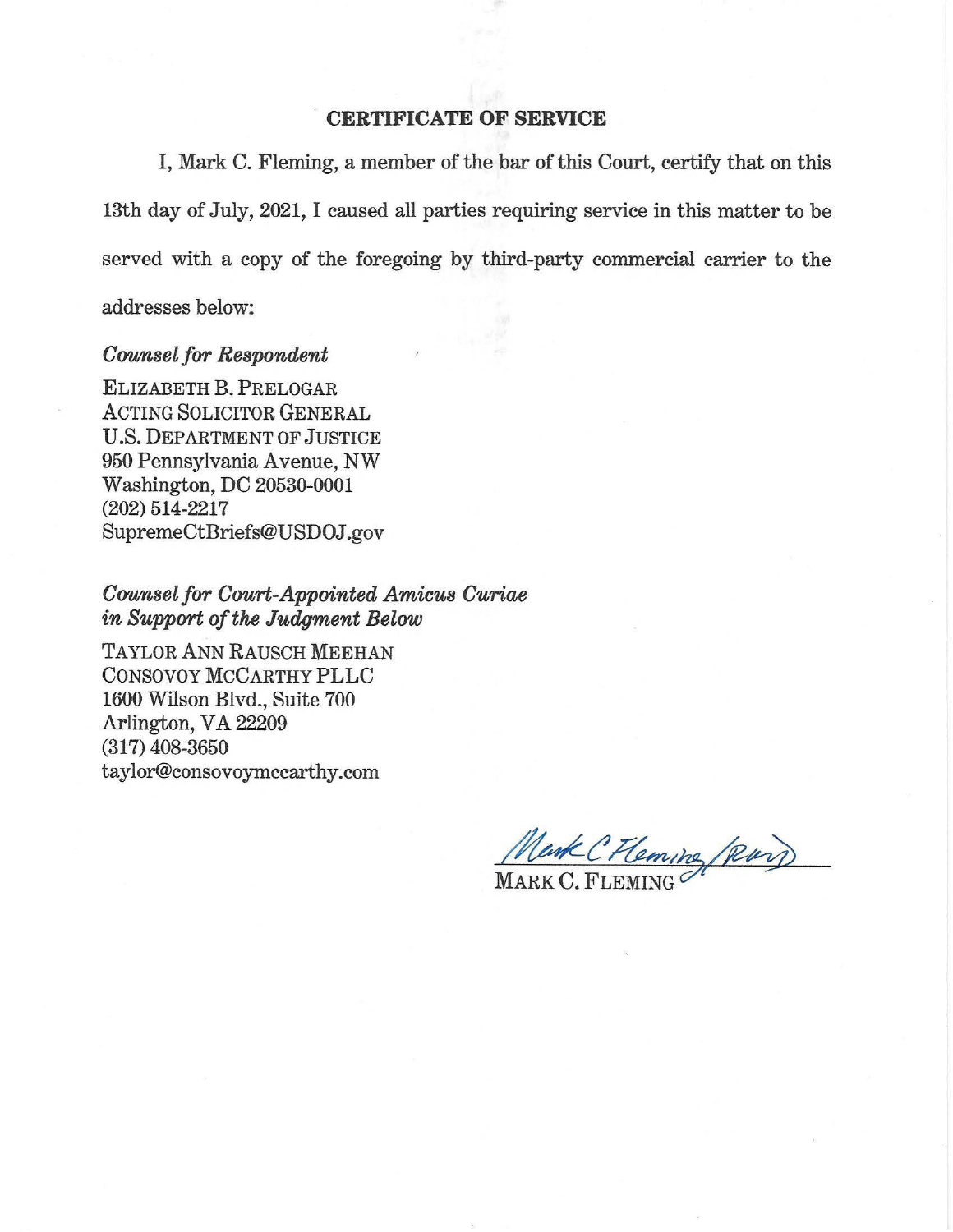## CERTIFICATE OF SERVICE

I, Mark C. Fleming, a member of the bar of this Court, certify that on this 13th day of July, 2021, I caused all parties requiring service in this matter to be served with a copy of the foregoing by third-party commercial carrier to the addresses below:

*Counsel for Respondent*

ELIZABETH B. PRELOGAR
ACTING SOLICITOR GENERAL
U.S. DEPARTMENT OF JUSTICE
950 Pennsylvania Avenue, NW
Washington, DC 20530-0001
(202) 514-2217
SupremeCtBriefs@USDOJ.gov

*Counsel for Court-Appointed Amicus Curiae in Support of the Judgment Below*

TAYLOR ANN RAUSCH MEEHAN
CONSOVOY MCCARTHY PLLC
1600 Wilson Blvd., Suite 700
Arlington, VA 22209
(317) 408-3650
taylor@consovoymccarthy.com

Mark C Fleming /RWD

MARK C. FLEMING